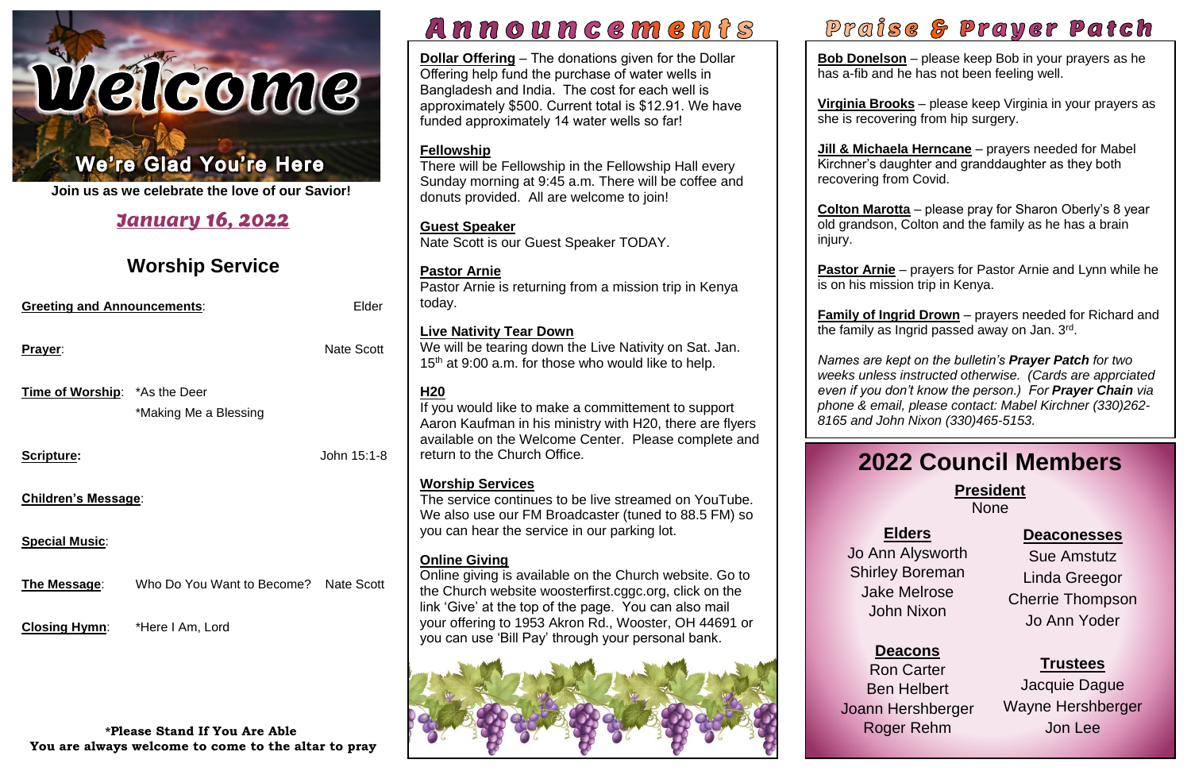# Welcome

**We're Glad You're Here**

**Join us as we celebrate the love of our Savior!**

## *January 16, 2022*

## Worship Service

| | | |
|---|---|---|
| **Greeting and Announcements**: | | Elder |
| **Prayer**: | | Nate Scott |
| **Time of Worship**: | *As the Deer<br>*Making Me a Blessing | |
| **Scripture:** | | John 15:1-8 |
| **Children's Message**: | | |
| **Special Music**: | | |
| **The Message**: | Who Do You Want to Become? | Nate Scott |
| **Closing Hymn**: | *Here I Am, Lord | |

**\*Please Stand If You Are Able**
**You are always welcome to come to the altar to pray**

# Announcements

**Dollar Offering** – The donations given for the Dollar Offering help fund the purchase of water wells in Bangladesh and India. The cost for each well is approximately $500. Current total is $12.91. We have funded approximately 14 water wells so far!

**Fellowship**
There will be Fellowship in the Fellowship Hall every Sunday morning at 9:45 a.m. There will be coffee and donuts provided. All are welcome to join!

**Guest Speaker**
Nate Scott is our Guest Speaker TODAY.

**Pastor Arnie**
Pastor Arnie is returning from a mission trip in Kenya today.

**Live Nativity Tear Down**
We will be tearing down the Live Nativity on Sat. Jan. 15th at 9:00 a.m. for those who would like to help.

**H20**
If you would like to make a committement to support Aaron Kaufman in his ministry with H20, there are flyers available on the Welcome Center. Please complete and return to the Church Office.

**Worship Services**
The service continues to be live streamed on YouTube. We also use our FM Broadcaster (tuned to 88.5 FM) so you can hear the service in our parking lot.

**Online Giving**
Online giving is available on the Church website. Go to the Church website woosterfirst.cggc.org, click on the link 'Give' at the top of the page. You can also mail your offering to 1953 Akron Rd., Wooster, OH 44691 or you can use 'Bill Pay' through your personal bank.

# Praise & Prayer Patch

**Bob Donelson** – please keep Bob in your prayers as he has a-fib and he has not been feeling well.

**Virginia Brooks** – please keep Virginia in your prayers as she is recovering from hip surgery.

**Jill & Michaela Herncane** – prayers needed for Mabel Kirchner's daughter and granddaughter as they both recovering from Covid.

**Colton Marotta** – please pray for Sharon Oberly's 8 year old grandson, Colton and the family as he has a brain injury.

**Pastor Arnie** – prayers for Pastor Arnie and Lynn while he is on his mission trip in Kenya.

**Family of Ingrid Drown** – prayers needed for Richard and the family as Ingrid passed away on Jan. 3rd.

*Names are kept on the bulletin's* ***Prayer Patch*** *for two weeks unless instructed otherwise. (Cards are apprciated even if you don't know the person.) For* ***Prayer Chain*** *via phone & email, please contact: Mabel Kirchner (330)262-8165 and John Nixon (330)465-5153.*

# 2022 Council Members

**President**
None

**Elders**
Jo Ann Alysworth
Shirley Boreman
Jake Melrose
John Nixon

**Deaconesses**
Sue Amstutz
Linda Greegor
Cherrie Thompson
Jo Ann Yoder

**Deacons**
Ron Carter
Ben Helbert
Joann Hershberger
Roger Rehm

**Trustees**
Jacquie Dague
Wayne Hershberger
Jon Lee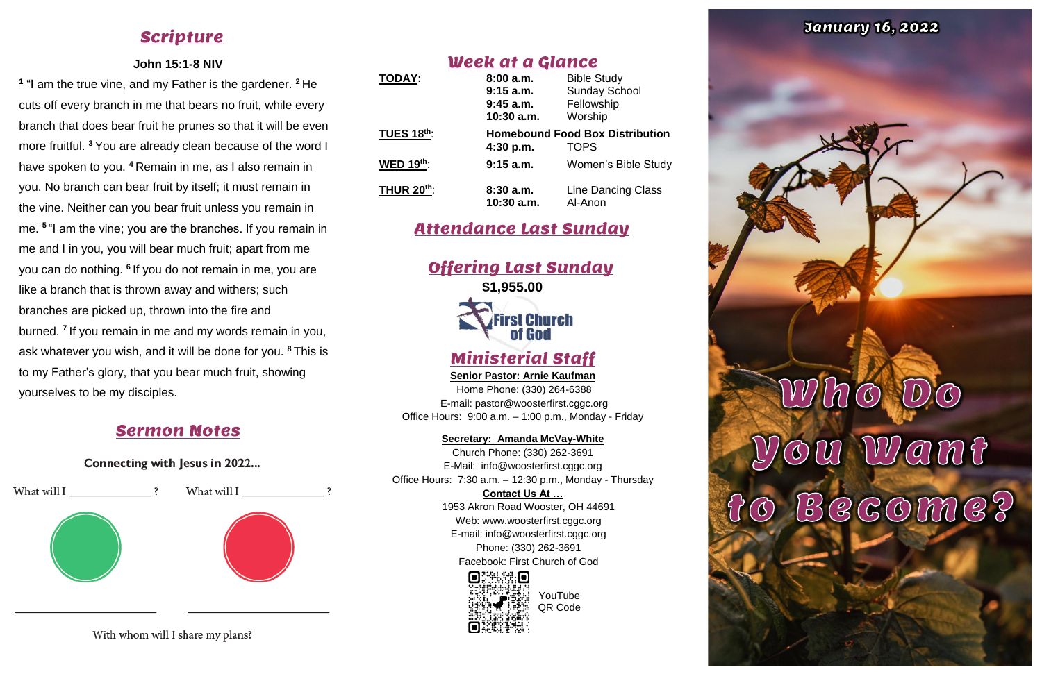## Scripture

**John 15:1-8 NIV**

[1] "I am the true vine, and my Father is the gardener. [2] He cuts off every branch in me that bears no fruit, while every branch that does bear fruit he prunes so that it will be even more fruitful. [3] You are already clean because of the word I have spoken to you. [4] Remain in me, as I also remain in you. No branch can bear fruit by itself; it must remain in the vine. Neither can you bear fruit unless you remain in me. [5] "I am the vine; you are the branches. If you remain in me and I in you, you will bear much fruit; apart from me you can do nothing. [6] If you do not remain in me, you are like a branch that is thrown away and withers; such branches are picked up, thrown into the fire and burned. [7] If you remain in me and my words remain in you, ask whatever you wish, and it will be done for you. [8] This is to my Father's glory, that you bear much fruit, showing yourselves to be my disciples.

## Sermon Notes

**Connecting with Jesus in 2022…**

What will I ______________ ?

What will I ______________ ?

________________________

________________________

With whom will I share my plans?

## Week at a Glance

| | | |
|---|---|---|
| **TODAY:** | **8:00 a.m.** | Bible Study |
| | **9:15 a.m.** | Sunday School |
| | **9:45 a.m.** | Fellowship |
| | **10:30 a.m.** | Worship |
| **TUES 18th:** | **Homebound Food Box Distribution** | |
| | **4:30 p.m.** | TOPS |
| **WED 19th:** | **9:15 a.m.** | Women's Bible Study |
| **THUR 20th:** | **8:30 a.m.** | Line Dancing Class |
| | **10:30 a.m.** | Al-Anon |

## Attendance Last Sunday

## Offering Last Sunday

**$1,955.00**

First Church of God

## Ministerial Staff

**Senior Pastor: Arnie Kaufman**
Home Phone: (330) 264-6388
E-mail: pastor@woosterfirst.cggc.org
Office Hours: 9:00 a.m. – 1:00 p.m., Monday - Friday

**Secretary: Amanda McVay-White**
Church Phone: (330) 262-3691
E-Mail: info@woosterfirst.cggc.org
Office Hours: 7:30 a.m. – 12:30 p.m., Monday - Thursday

**Contact Us At …**
1953 Akron Road Wooster, OH 44691
Web: www.woosterfirst.cggc.org
E-mail: info@woosterfirst.cggc.org
Phone: (330) 262-3691
Facebook: First Church of God

YouTube QR Code

January 16, 2022

# Who Do You Want to Become?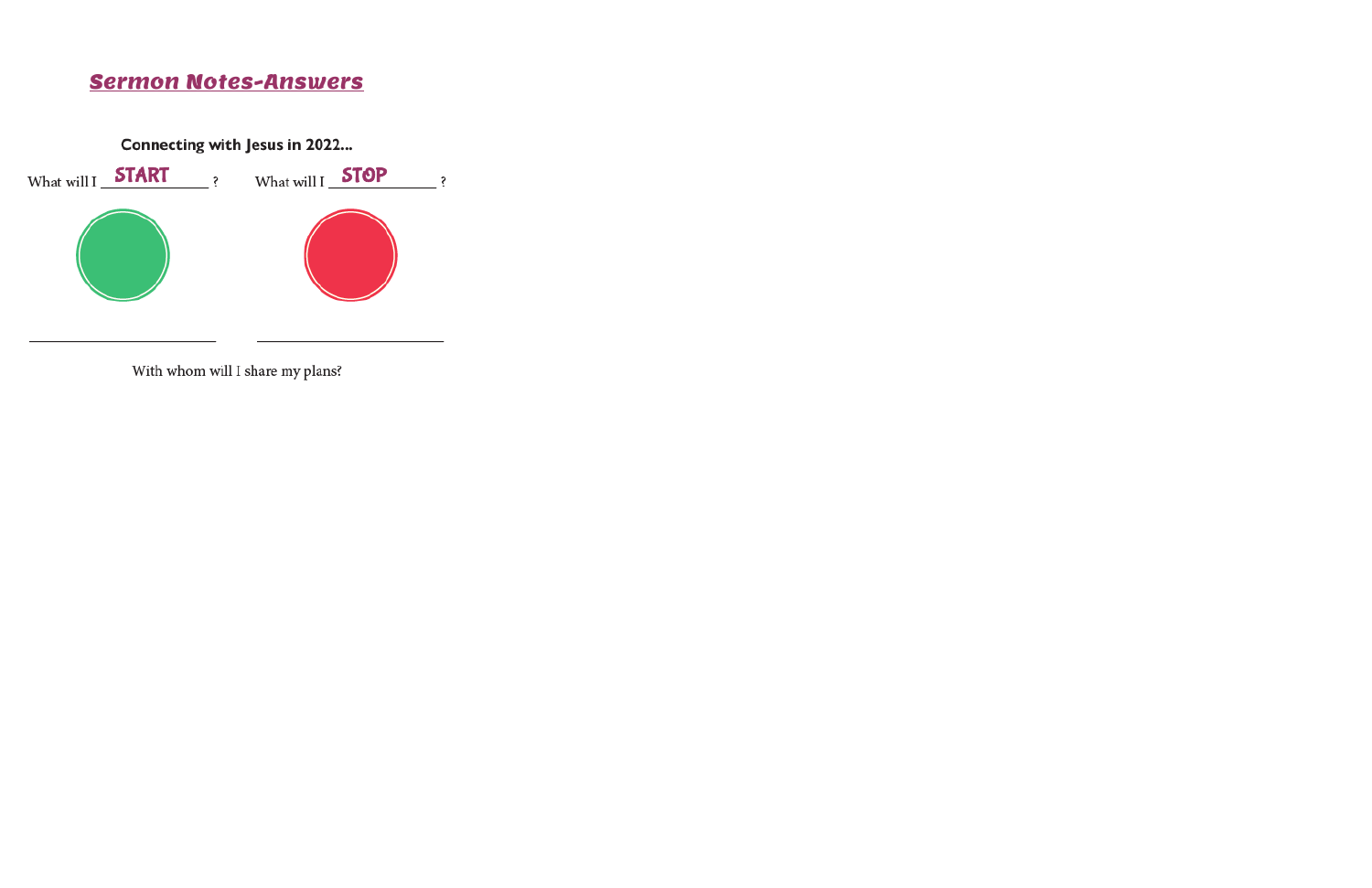## Sermon Notes-Answers

**Connecting with Jesus in 2022…**

What will I START?

What will I STOP?

With whom will I share my plans?